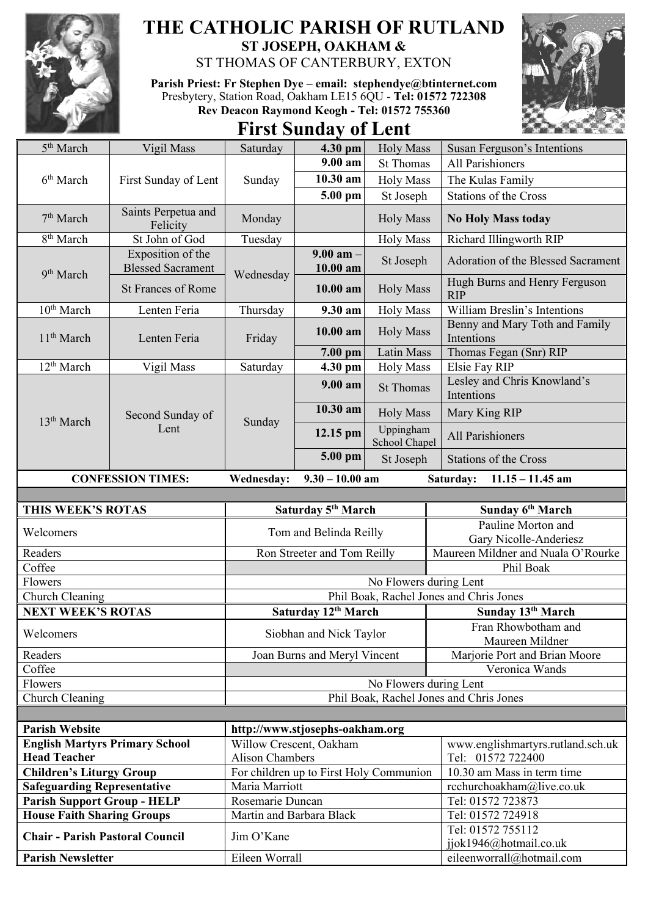# THE CATHOLIC PARISH OF RUTLAND

**ST JOSEPH, OAKHAM &**

ST THOMAS OF CANTERBURY, EXTON

**Parish Priest: Fr Stephen Dye – email: stephendye@btinternet.com**
Presbytery, Station Road, Oakham LE15 6QU - **Tel: 01572 722308**
**Rev Deacon Raymond Keogh - Tel: 01572 755360**

## First Sunday of Lent

| | | | | | |
|---|---|---|---|---|---|
| 5th March | Vigil Mass | Saturday | **4.30 pm** | Holy Mass | Susan Ferguson's Intentions |
| 6th March | First Sunday of Lent | Sunday | **9.00 am** | St Thomas | All Parishioners |
| | | | **10.30 am** | Holy Mass | The Kulas Family |
| | | | **5.00 pm** | St Joseph | Stations of the Cross |
| 7th March | Saints Perpetua and Felicity | Monday | | Holy Mass | **No Holy Mass today** |
| 8th March | St John of God | Tuesday | | Holy Mass | Richard Illingworth RIP |
| 9th March | Exposition of the Blessed Sacrament | Wednesday | **9.00 am – 10.00 am** | St Joseph | Adoration of the Blessed Sacrament |
| | St Frances of Rome | | **10.00 am** | Holy Mass | Hugh Burns and Henry Ferguson RIP |
| 10th March | Lenten Feria | Thursday | **9.30 am** | Holy Mass | William Breslin's Intentions |
| 11th March | Lenten Feria | Friday | **10.00 am** | Holy Mass | Benny and Mary Toth and Family Intentions |
| | | | **7.00 pm** | Latin Mass | Thomas Fegan (Snr) RIP |
| 12th March | Vigil Mass | Saturday | **4.30 pm** | Holy Mass | Elsie Fay RIP |
| 13th March | Second Sunday of Lent | Sunday | **9.00 am** | St Thomas | Lesley and Chris Knowland's Intentions |
| | | | **10.30 am** | Holy Mass | Mary King RIP |
| | | | **12.15 pm** | Uppingham School Chapel | All Parishioners |
| | | | **5.00 pm** | St Joseph | Stations of the Cross |

**CONFESSION TIMES: Wednesday: 9.30 – 10.00 am Saturday: 11.15 – 11.45 am**

| **THIS WEEK'S ROTAS** | **Saturday 5th March** | **Sunday 6th March** |
|---|---|---|
| Welcomers | Tom and Belinda Reilly | Pauline Morton and Gary Nicolle-Anderiesz |
| Readers | Ron Streeter and Tom Reilly | Maureen Mildner and Nuala O'Rourke |
| Coffee | | Phil Boak |
| Flowers | No Flowers during Lent | |
| Church Cleaning | Phil Boak, Rachel Jones and Chris Jones | |
| **NEXT WEEK'S ROTAS** | **Saturday 12th March** | **Sunday 13th March** |
| Welcomers | Siobhan and Nick Taylor | Fran Rhowbotham and Maureen Mildner |
| Readers | Joan Burns and Meryl Vincent | Marjorie Port and Brian Moore |
| Coffee | | Veronica Wands |
| Flowers | No Flowers during Lent | |
| Church Cleaning | Phil Boak, Rachel Jones and Chris Jones | |

| | | |
|---|---|---|
| **Parish Website** | http://www.stjosephs-oakham.org | |
| **English Martyrs Primary School Head Teacher** | Willow Crescent, Oakham Alison Chambers | www.englishmartyrs.rutland.sch.uk Tel: 01572 722400 |
| **Children's Liturgy Group** | For children up to First Holy Communion | 10.30 am Mass in term time |
| **Safeguarding Representative** | Maria Marriott | rcchurchoakham@live.co.uk |
| **Parish Support Group - HELP** | Rosemarie Duncan | Tel: 01572 723873 |
| **House Faith Sharing Groups** | Martin and Barbara Black | Tel: 01572 724918 |
| **Chair - Parish Pastoral Council** | Jim O'Kane | Tel: 01572 755112 jjok1946@hotmail.co.uk |
| **Parish Newsletter** | Eileen Worrall | eileenworrall@hotmail.com |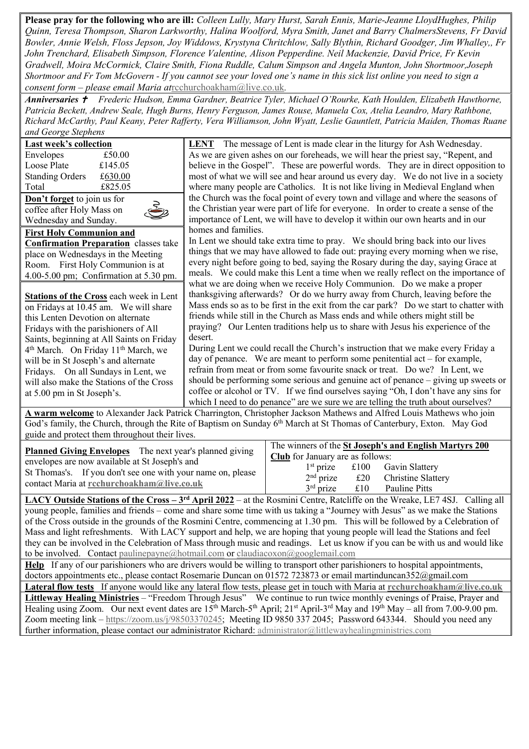**Please pray for the following who are ill:** *Colleen Lully, Mary Hurst, Sarah Ennis, Marie-Jeanne LloydHughes, Philip Quinn, Teresa Thompson, Sharon Larkworthy, Halina Woolford, Myra Smith, Janet and Barry ChalmersStevens, Fr David Bowler, Annie Welsh, Floss Jepson, Joy Widdows, Krystyna Chritchlow, Sally Blythin, Richard Goodger, Jim Whalley,, Fr John Trenchard, Elisabeth Simpson, Florence Valentine, Alison Pepperdine. Neil Mackenzie, David Price, Fr Kevin Gradwell, Moira McCormick, Claire Smith, Fiona Ruddle, Calum Simpson and Angela Munton, John Shortmoor,Joseph Shortmoor and Fr Tom McGovern - If you cannot see your loved one's name in this sick list online you need to sign a consent form – please email Maria at*rcchurchoakham@live.co.uk.

***Anniversaries ✝*** *Frederic Hudson, Emma Gardner, Beatrice Tyler, Michael O'Rourke, Kath Houlden, Elizabeth Hawthorne, Patricia Beckett, Andrew Seale, Hugh Burns, Henry Ferguson, James Rouse, Manuela Cox, Atelia Leandro, Mary Rathbone, Richard McCarthy, Paul Keany, Peter Rafferty, Vera Williamson, John Wyatt, Leslie Gauntlett, Patricia Maiden, Thomas Ruane and George Stephens*

**Last week's collection**

| | |
|---|---|
| Envelopes | £50.00 |
| Loose Plate | £145.05 |
| Standing Orders | £630.00 |
| Total | £825.05 |

**Don't forget** to join us for coffee after Holy Mass on Wednesday and Sunday.

**First Holy Communion and Confirmation Preparation** classes take place on Wednesdays in the Meeting Room. First Holy Communion is at 4.00-5.00 pm; Confirmation at 5.30 pm.

**Stations of the Cross** each week in Lent on Fridays at 10.45 am. We will share this Lenten Devotion on alternate Fridays with the parishioners of All Saints, beginning at All Saints on Friday 4th March. On Friday 11th March, we will be in St Joseph's and alternate Fridays. On all Sundays in Lent, we will also make the Stations of the Cross at 5.00 pm in St Joseph's.

**LENT** The message of Lent is made clear in the liturgy for Ash Wednesday. As we are given ashes on our foreheads, we will hear the priest say, "Repent, and believe in the Gospel". These are powerful words. They are in direct opposition to most of what we will see and hear around us every day. We do not live in a society where many people are Catholics. It is not like living in Medieval England when the Church was the focal point of every town and village and where the seasons of the Christian year were part of life for everyone. In order to create a sense of the importance of Lent, we will have to develop it within our own hearts and in our homes and families.

In Lent we should take extra time to pray. We should bring back into our lives things that we may have allowed to fade out: praying every morning when we rise, every night before going to bed, saying the Rosary during the day, saying Grace at meals. We could make this Lent a time when we really reflect on the importance of what we are doing when we receive Holy Communion. Do we make a proper thanksgiving afterwards? Or do we hurry away from Church, leaving before the Mass ends so as to be first in the exit from the car park? Do we start to chatter with friends while still in the Church as Mass ends and while others might still be praying? Our Lenten traditions help us to share with Jesus his experience of the desert.

During Lent we could recall the Church's instruction that we make every Friday a day of penance. We are meant to perform some penitential act – for example, refrain from meat or from some favourite snack or treat. Do we? In Lent, we should be performing some serious and genuine act of penance – giving up sweets or coffee or alcohol or TV. If we find ourselves saying "Oh, I don't have any sins for which I need to do penance" are we sure we are telling the truth about ourselves?

**A warm welcome** to Alexander Jack Patrick Charrington, Christopher Jackson Mathews and Alfred Louis Mathews who join God's family, the Church, through the Rite of Baptism on Sunday 6th March at St Thomas of Canterbury, Exton. May God guide and protect them throughout their lives.

**Planned Giving Envelopes** The next year's planned giving envelopes are now available at St Joseph's and St Thomas's. If you don't see one with your name on, please contact Maria at **rcchurchoakham@live.co.uk**

The winners of the **St Joseph's and English Martyrs 200 Club** for January are as follows:

| | | |
|---|---|---|
| 1st prize | £100 | Gavin Slattery |
| 2nd prize | £20 | Christine Slattery |
| 3rd prize | £10 | Pauline Pitts |

**LACY Outside Stations of the Cross – 3rd April 2022** – at the Rosmini Centre, Ratcliffe on the Wreake, LE7 4SJ. Calling all young people, families and friends – come and share some time with us taking a "Journey with Jesus" as we make the Stations of the Cross outside in the grounds of the Rosmini Centre, commencing at 1.30 pm. This will be followed by a Celebration of Mass and light refreshments. With LACY support and help, we are hoping that young people will lead the Stations and feel they can be involved in the Celebration of Mass through music and readings. Let us know if you can be with us and would like to be involved. Contact paulinepayne@hotmail.com or claudiacoxon@googlemail.com

**Help** If any of our parishioners who are drivers would be willing to transport other parishioners to hospital appointments, doctors appointments etc., please contact Rosemarie Duncan on 01572 723873 or email martinduncan352@gmail.com

**Lateral flow tests** If anyone would like any lateral flow tests, please get in touch with Maria at **rcchurchoakham@live.co.uk**

**Littleway Healing Ministries** – "Freedom Through Jesus" We continue to run twice monthly evenings of Praise, Prayer and Healing using Zoom. Our next event dates are 15th March-5th April; 21st April-3rd May and 19th May – all from 7.00-9.00 pm. Zoom meeting link – https://zoom.us/j/98503370245; Meeting ID 9850 337 2045; Password 643344. Should you need any further information, please contact our administrator Richard: administrator@littlewayhealingministries.com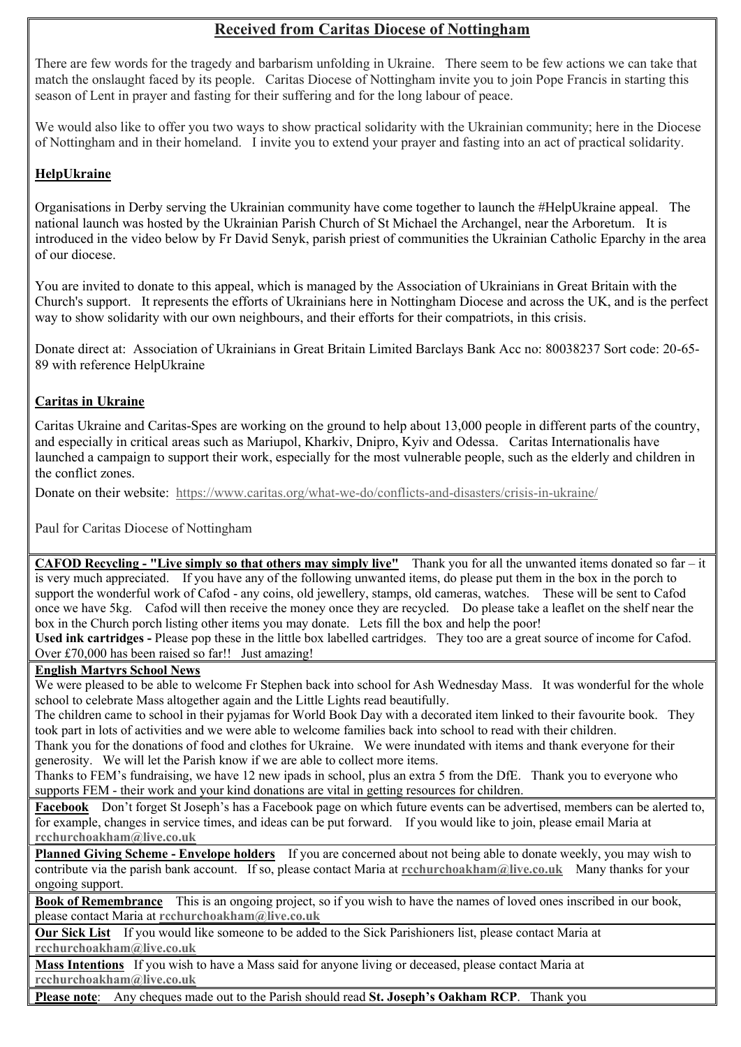## Received from Caritas Diocese of Nottingham

There are few words for the tragedy and barbarism unfolding in Ukraine. There seem to be few actions we can take that match the onslaught faced by its people. Caritas Diocese of Nottingham invite you to join Pope Francis in starting this season of Lent in prayer and fasting for their suffering and for the long labour of peace.

We would also like to offer you two ways to show practical solidarity with the Ukrainian community; here in the Diocese of Nottingham and in their homeland. I invite you to extend your prayer and fasting into an act of practical solidarity.

### HelpUkraine

Organisations in Derby serving the Ukrainian community have come together to launch the #HelpUkraine appeal. The national launch was hosted by the Ukrainian Parish Church of St Michael the Archangel, near the Arboretum. It is introduced in the video below by Fr David Senyk, parish priest of communities the Ukrainian Catholic Eparchy in the area of our diocese.

You are invited to donate to this appeal, which is managed by the Association of Ukrainians in Great Britain with the Church's support. It represents the efforts of Ukrainians here in Nottingham Diocese and across the UK, and is the perfect way to show solidarity with our own neighbours, and their efforts for their compatriots, in this crisis.

Donate direct at: Association of Ukrainians in Great Britain Limited Barclays Bank Acc no: 80038237 Sort code: 20-65-89 with reference HelpUkraine

### Caritas in Ukraine

Caritas Ukraine and Caritas-Spes are working on the ground to help about 13,000 people in different parts of the country, and especially in critical areas such as Mariupol, Kharkiv, Dnipro, Kyiv and Odessa. Caritas Internationalis have launched a campaign to support their work, especially for the most vulnerable people, such as the elderly and children in the conflict zones.

Donate on their website: https://www.caritas.org/what-we-do/conflicts-and-disasters/crisis-in-ukraine/

Paul for Caritas Diocese of Nottingham

---

**CAFOD Recycling - "Live simply so that others may simply live"** Thank you for all the unwanted items donated so far – it is very much appreciated. If you have any of the following unwanted items, do please put them in the box in the porch to support the wonderful work of Cafod - any coins, old jewellery, stamps, old cameras, watches. These will be sent to Cafod once we have 5kg. Cafod will then receive the money once they are recycled. Do please take a leaflet on the shelf near the box in the Church porch listing other items you may donate. Lets fill the box and help the poor!

**Used ink cartridges -** Please pop these in the little box labelled cartridges. They too are a great source of income for Cafod. Over £70,000 has been raised so far!! Just amazing!

**English Martyrs School News**

We were pleased to be able to welcome Fr Stephen back into school for Ash Wednesday Mass. It was wonderful for the whole school to celebrate Mass altogether again and the Little Lights read beautifully.

The children came to school in their pyjamas for World Book Day with a decorated item linked to their favourite book. They took part in lots of activities and we were able to welcome families back into school to read with their children.

Thank you for the donations of food and clothes for Ukraine. We were inundated with items and thank everyone for their generosity. We will let the Parish know if we are able to collect more items.

Thanks to FEM's fundraising, we have 12 new ipads in school, plus an extra 5 from the DfE. Thank you to everyone who supports FEM - their work and your kind donations are vital in getting resources for children.

**Facebook** Don't forget St Joseph's has a Facebook page on which future events can be advertised, members can be alerted to, for example, changes in service times, and ideas can be put forward. If you would like to join, please email Maria at **rcchurchoakham@live.co.uk**

**Planned Giving Scheme - Envelope holders** If you are concerned about not being able to donate weekly, you may wish to contribute via the parish bank account. If so, please contact Maria at **rcchurchoakham@live.co.uk** Many thanks for your ongoing support.

**Book of Remembrance** This is an ongoing project, so if you wish to have the names of loved ones inscribed in our book, please contact Maria at **rcchurchoakham@live.co.uk**

**Our Sick List** If you would like someone to be added to the Sick Parishioners list, please contact Maria at **rcchurchoakham@live.co.uk**

**Mass Intentions** If you wish to have a Mass said for anyone living or deceased, please contact Maria at **rcchurchoakham@live.co.uk**

**Please note**: Any cheques made out to the Parish should read **St. Joseph's Oakham RCP**. Thank you